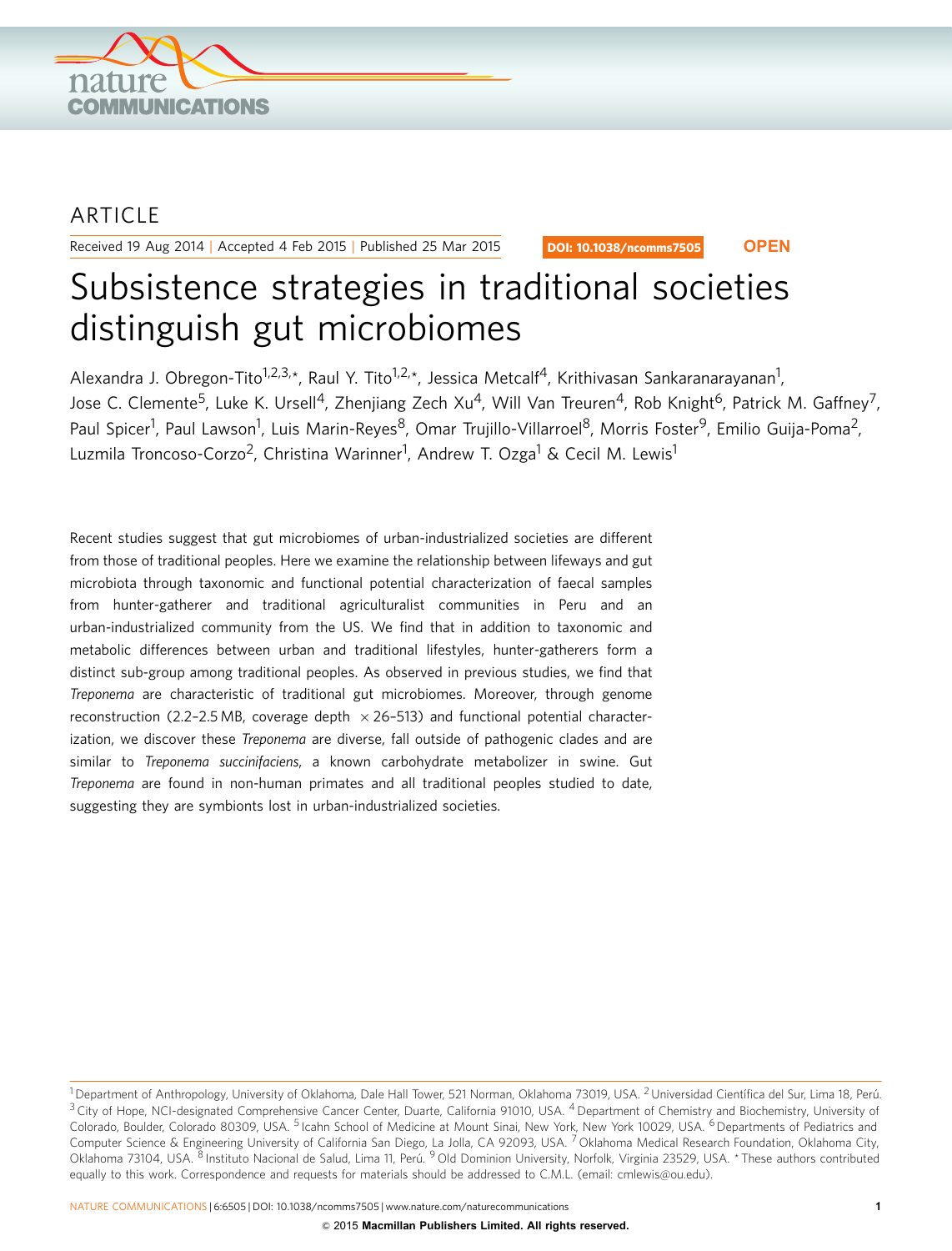ARTICLE

Received 19 Aug 2014 | Accepted 4 Feb 2015 | Published 25 Mar 2015

DOI: 10.1038/ncomms7505 **OPEN**

# Subsistence strategies in traditional societies distinguish gut microbiomes

Alexandra J. Obregon-Tito[1,2,3,*], Raul Y. Tito[1,2,*], Jessica Metcalf[4], Krithivasan Sankaranarayanan[1], Jose C. Clemente[5], Luke K. Ursell[4], Zhenjiang Zech Xu[4], Will Van Treuren[4], Rob Knight[6], Patrick M. Gaffney[7], Paul Spicer[1], Paul Lawson[1], Luis Marin-Reyes[8], Omar Trujillo-Villarroel[8], Morris Foster[9], Emilio Guija-Poma[2], Luzmila Troncoso-Corzo[2], Christina Warinner[1], Andrew T. Ozga[1] & Cecil M. Lewis[1]

Recent studies suggest that gut microbiomes of urban-industrialized societies are different from those of traditional peoples. Here we examine the relationship between lifeways and gut microbiota through taxonomic and functional potential characterization of faecal samples from hunter-gatherer and traditional agriculturalist communities in Peru and an urban-industrialized community from the US. We find that in addition to taxonomic and metabolic differences between urban and traditional lifestyles, hunter-gatherers form a distinct sub-group among traditional peoples. As observed in previous studies, we find that *Treponema* are characteristic of traditional gut microbiomes. Moreover, through genome reconstruction (2.2–2.5 MB, coverage depth $\times$26–513) and functional potential characterization, we discover these *Treponema* are diverse, fall outside of pathogenic clades and are similar to *Treponema succinifaciens*, a known carbohydrate metabolizer in swine. Gut *Treponema* are found in non-human primates and all traditional peoples studied to date, suggesting they are symbionts lost in urban-industrialized societies.

[1] Department of Anthropology, University of Oklahoma, Dale Hall Tower, 521 Norman, Oklahoma 73019, USA. [2] Universidad Científica del Sur, Lima 18, Perú. [3] City of Hope, NCI-designated Comprehensive Cancer Center, Duarte, California 91010, USA. [4] Department of Chemistry and Biochemistry, University of Colorado, Boulder, Colorado 80309, USA. [5] Icahn School of Medicine at Mount Sinai, New York, New York 10029, USA. [6] Departments of Pediatrics and Computer Science & Engineering University of California San Diego, La Jolla, CA 92093, USA. [7] Oklahoma Medical Research Foundation, Oklahoma City, Oklahoma 73104, USA. [8] Instituto Nacional de Salud, Lima 11, Perú. [9] Old Dominion University, Norfolk, Virginia 23529, USA. * These authors contributed equally to this work. Correspondence and requests for materials should be addressed to C.M.L. (email: cmlewis@ou.edu).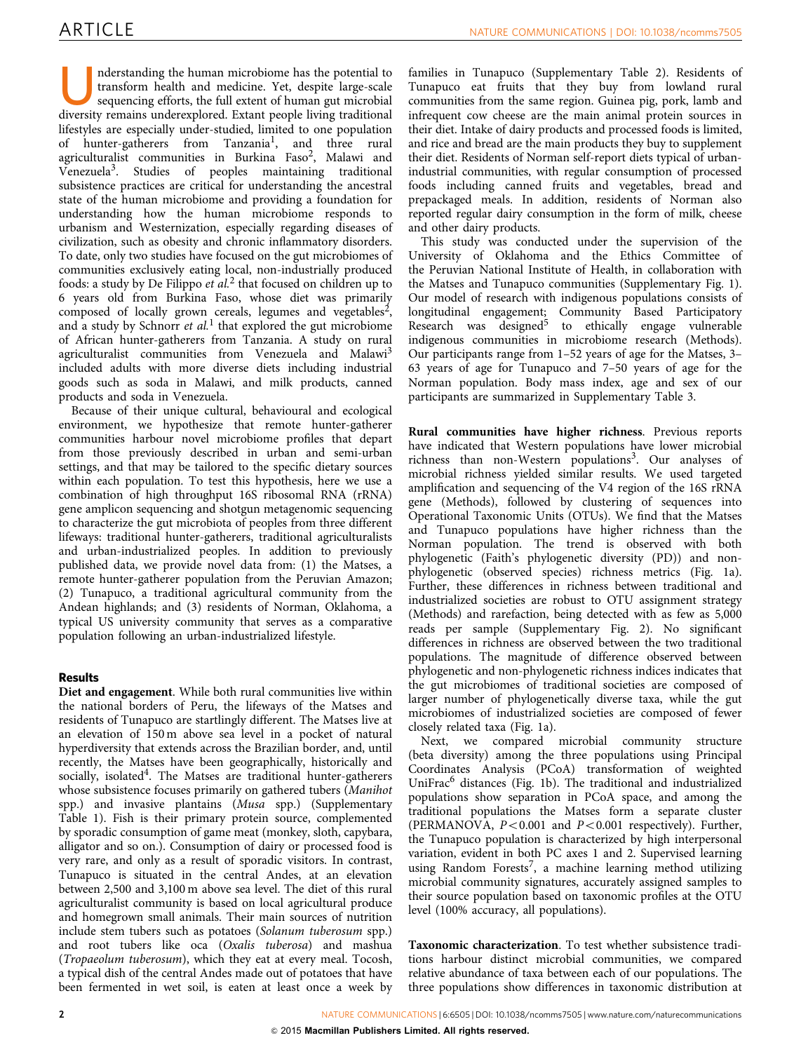Understanding the human microbiome has the potential to transform health and medicine. Yet, despite large-scale sequencing efforts, the full extent of human gut microbial diversity remains underexplored. Extant people living traditional lifestyles are especially under-studied, limited to one population of hunter-gatherers from Tanzania[1], and three rural agriculturalist communities in Burkina Faso[2], Malawi and Venezuela[3]. Studies of peoples maintaining traditional subsistence practices are critical for understanding the ancestral state of the human microbiome and providing a foundation for understanding how the human microbiome responds to urbanism and Westernization, especially regarding diseases of civilization, such as obesity and chronic inflammatory disorders. To date, only two studies have focused on the gut microbiomes of communities exclusively eating local, non-industrially produced foods: a study by De Filippo *et al.*[2] that focused on children up to 6 years old from Burkina Faso, whose diet was primarily composed of locally grown cereals, legumes and vegetables[2], and a study by Schnorr *et al.*[1] that explored the gut microbiome of African hunter-gatherers from Tanzania. A study on rural agriculturalist communities from Venezuela and Malawi[3] included adults with more diverse diets including industrial goods such as soda in Malawi, and milk products, canned products and soda in Venezuela.

Because of their unique cultural, behavioural and ecological environment, we hypothesize that remote hunter-gatherer communities harbour novel microbiome profiles that depart from those previously described in urban and semi-urban settings, and that may be tailored to the specific dietary sources within each population. To test this hypothesis, here we use a combination of high throughput 16S ribosomal RNA (rRNA) gene amplicon sequencing and shotgun metagenomic sequencing to characterize the gut microbiota of peoples from three different lifeways: traditional hunter-gatherers, traditional agriculturalists and urban-industrialized peoples. In addition to previously published data, we provide novel data from: (1) the Matses, a remote hunter-gatherer population from the Peruvian Amazon; (2) Tunapuco, a traditional agricultural community from the Andean highlands; and (3) residents of Norman, Oklahoma, a typical US university community that serves as a comparative population following an urban-industrialized lifestyle.

## Results

**Diet and engagement**. While both rural communities live within the national borders of Peru, the lifeways of the Matses and residents of Tunapuco are startlingly different. The Matses live at an elevation of 150 m above sea level in a pocket of natural hyperdiversity that extends across the Brazilian border, and, until recently, the Matses have been geographically, historically and socially, isolated[4]. The Matses are traditional hunter-gatherers whose subsistence focuses primarily on gathered tubers (*Manihot* spp.) and invasive plantains (*Musa* spp.) (Supplementary Table 1). Fish is their primary protein source, complemented by sporadic consumption of game meat (monkey, sloth, capybara, alligator and so on.). Consumption of dairy or processed food is very rare, and only as a result of sporadic visitors. In contrast, Tunapuco is situated in the central Andes, at an elevation between 2,500 and 3,100 m above sea level. The diet of this rural agriculturalist community is based on local agricultural produce and homegrown small animals. Their main sources of nutrition include stem tubers such as potatoes (*Solanum tuberosum* spp.) and root tubers like oca (*Oxalis tuberosa*) and mashua (*Tropaeolum tuberosum*), which they eat at every meal. Tocosh, a typical dish of the central Andes made out of potatoes that have been fermented in wet soil, is eaten at least once a week by families in Tunapuco (Supplementary Table 2). Residents of Tunapuco eat fruits that they buy from lowland rural communities from the same region. Guinea pig, pork, lamb and infrequent cow cheese are the main animal protein sources in their diet. Intake of dairy products and processed foods is limited, and rice and bread are the main products they buy to supplement their diet. Residents of Norman self-report diets typical of urban-industrial communities, with regular consumption of processed foods including canned fruits and vegetables, bread and prepackaged meals. In addition, residents of Norman also reported regular dairy consumption in the form of milk, cheese and other dairy products.

This study was conducted under the supervision of the University of Oklahoma and the Ethics Committee of the Peruvian National Institute of Health, in collaboration with the Matses and Tunapuco communities (Supplementary Fig. 1). Our model of research with indigenous populations consists of longitudinal engagement; Community Based Participatory Research was designed[5] to ethically engage vulnerable indigenous communities in microbiome research (Methods). Our participants range from 1–52 years of age for the Matses, 3–63 years of age for Tunapuco and 7–50 years of age for the Norman population. Body mass index, age and sex of our participants are summarized in Supplementary Table 3.

**Rural communities have higher richness**. Previous reports have indicated that Western populations have lower microbial richness than non-Western populations[3]. Our analyses of microbial richness yielded similar results. We used targeted amplification and sequencing of the V4 region of the 16S rRNA gene (Methods), followed by clustering of sequences into Operational Taxonomic Units (OTUs). We find that the Matses and Tunapuco populations have higher richness than the Norman population. The trend is observed with both phylogenetic (Faith's phylogenetic diversity (PD)) and non-phylogenetic (observed species) richness metrics (Fig. 1a). Further, these differences in richness between traditional and industrialized societies are robust to OTU assignment strategy (Methods) and rarefaction, being detected with as few as 5,000 reads per sample (Supplementary Fig. 2). No significant differences in richness are observed between the two traditional populations. The magnitude of difference observed between phylogenetic and non-phylogenetic richness indices indicates that the gut microbiomes of traditional societies are composed of larger number of phylogenetically diverse taxa, while the gut microbiomes of industrialized societies are composed of fewer closely related taxa (Fig. 1a).

Next, we compared microbial community structure (beta diversity) among the three populations using Principal Coordinates Analysis (PCoA) transformation of weighted UniFrac[6] distances (Fig. 1b). The traditional and industrialized populations show separation in PCoA space, and among the traditional populations the Matses form a separate cluster (PERMANOVA, $P<0.001$ and $P<0.001$ respectively). Further, the Tunapuco population is characterized by high interpersonal variation, evident in both PC axes 1 and 2. Supervised learning using Random Forests[7], a machine learning method utilizing microbial community signatures, accurately assigned samples to their source population based on taxonomic profiles at the OTU level (100% accuracy, all populations).

**Taxonomic characterization**. To test whether subsistence traditions harbour distinct microbial communities, we compared relative abundance of taxa between each of our populations. The three populations show differences in taxonomic distribution at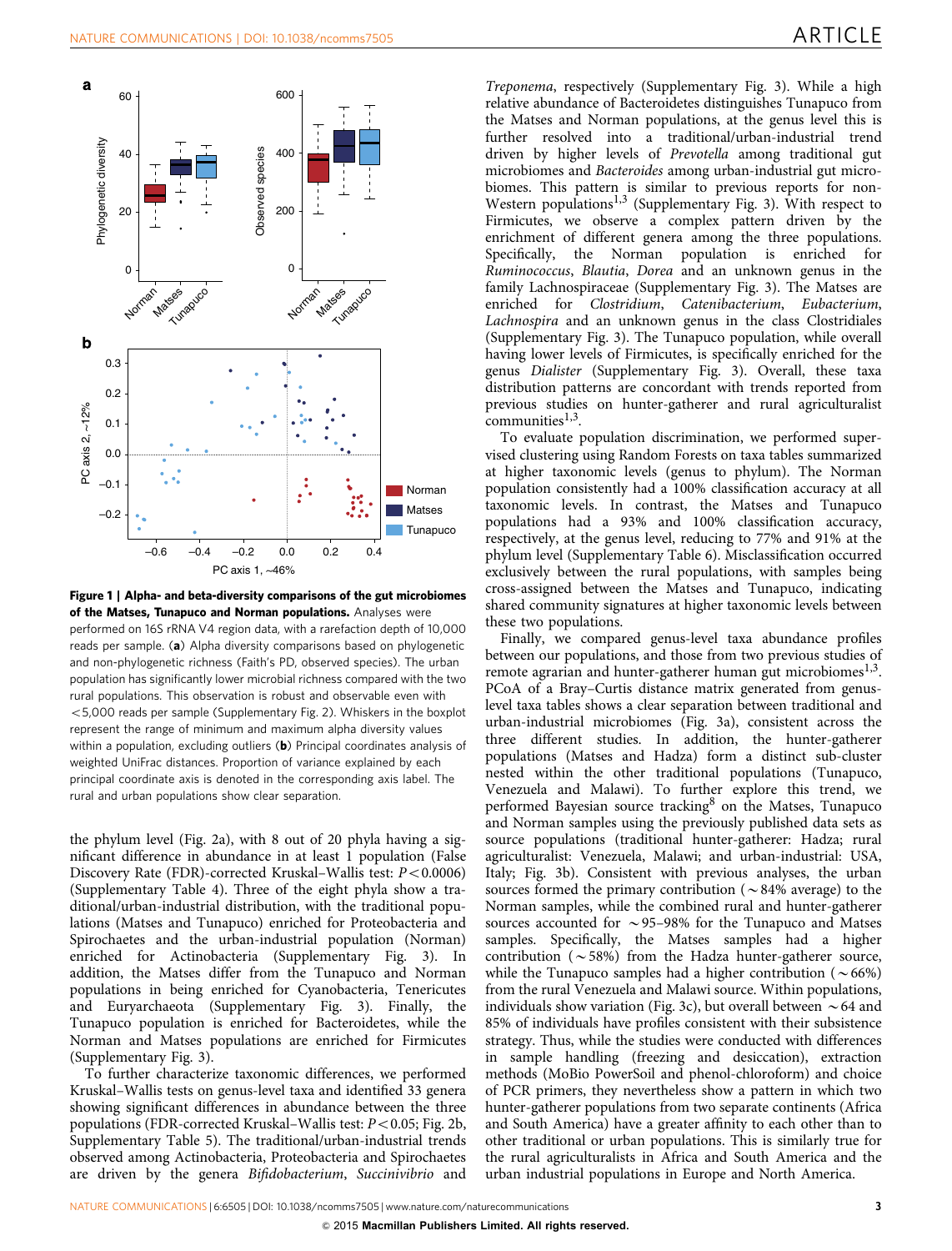**Figure 1 | Alpha- and beta-diversity comparisons of the gut microbiomes of the Matses, Tunapuco and Norman populations.** Analyses were performed on 16S rRNA V4 region data, with a rarefaction depth of 10,000 reads per sample. (**a**) Alpha diversity comparisons based on phylogenetic and non-phylogenetic richness (Faith's PD, observed species). The urban population has significantly lower microbial richness compared with the two rural populations. This observation is robust and observable even with <5,000 reads per sample (Supplementary Fig. 2). Whiskers in the boxplot represent the range of minimum and maximum alpha diversity values within a population, excluding outliers (**b**) Principal coordinates analysis of weighted UniFrac distances. Proportion of variance explained by each principal coordinate axis is denoted in the corresponding axis label. The rural and urban populations show clear separation.

the phylum level (Fig. 2a), with 8 out of 20 phyla having a significant difference in abundance in at least 1 population (False Discovery Rate (FDR)-corrected Kruskal–Wallis test: $P<0.0006$) (Supplementary Table 4). Three of the eight phyla show a traditional/urban-industrial distribution, with the traditional populations (Matses and Tunapuco) enriched for Proteobacteria and Spirochaetes and the urban-industrial population (Norman) enriched for Actinobacteria (Supplementary Fig. 3). In addition, the Matses differ from the Tunapuco and Norman populations in being enriched for Cyanobacteria, Tenericutes and Euryarchaeota (Supplementary Fig. 3). Finally, the Tunapuco population is enriched for Bacteroidetes, while the Norman and Matses populations are enriched for Firmicutes (Supplementary Fig. 3).

To further characterize taxonomic differences, we performed Kruskal–Wallis tests on genus-level taxa and identified 33 genera showing significant differences in abundance between the three populations (FDR-corrected Kruskal–Wallis test: $P<0.05$; Fig. 2b, Supplementary Table 5). The traditional/urban-industrial trends observed among Actinobacteria, Proteobacteria and Spirochaetes are driven by the genera *Bifidobacterium*, *Succinivibrio* and *Treponema*, respectively (Supplementary Fig. 3). While a high relative abundance of Bacteroidetes distinguishes Tunapuco from the Matses and Norman populations, at the genus level this is further resolved into a traditional/urban-industrial trend driven by higher levels of *Prevotella* among traditional gut microbiomes and *Bacteroides* among urban-industrial gut microbiomes. This pattern is similar to previous reports for non-Western populations[1,3] (Supplementary Fig. 3). With respect to Firmicutes, we observe a complex pattern driven by the enrichment of different genera among the three populations. Specifically, the Norman population is enriched for *Ruminococcus*, *Blautia*, *Dorea* and an unknown genus in the family Lachnospiraceae (Supplementary Fig. 3). The Matses are enriched for *Clostridium*, *Catenibacterium*, *Eubacterium*, *Lachnospira* and an unknown genus in the class Clostridiales (Supplementary Fig. 3). The Tunapuco population, while overall having lower levels of Firmicutes, is specifically enriched for the genus *Dialister* (Supplementary Fig. 3). Overall, these taxa distribution patterns are concordant with trends reported from previous studies on hunter-gatherer and rural agriculturalist communities[1,3].

To evaluate population discrimination, we performed supervised clustering using Random Forests on taxa tables summarized at higher taxonomic levels (genus to phylum). The Norman population consistently had a 100% classification accuracy at all taxonomic levels. In contrast, the Matses and Tunapuco populations had a 93% and 100% classification accuracy, respectively, at the genus level, reducing to 77% and 91% at the phylum level (Supplementary Table 6). Misclassification occurred exclusively between the rural populations, with samples being cross-assigned between the Matses and Tunapuco, indicating shared community signatures at higher taxonomic levels between these two populations.

Finally, we compared genus-level taxa abundance profiles between our populations, and those from two previous studies of remote agrarian and hunter-gatherer human gut microbiomes[1,3]. PCoA of a Bray–Curtis distance matrix generated from genus-level taxa tables shows a clear separation between traditional and urban-industrial microbiomes (Fig. 3a), consistent across the three different studies. In addition, the hunter-gatherer populations (Matses and Hadza) form a distinct sub-cluster nested within the other traditional populations (Tunapuco, Venezuela and Malawi). To further explore this trend, we performed Bayesian source tracking[8] on the Matses, Tunapuco and Norman samples using the previously published data sets as source populations (traditional hunter-gatherer: Hadza; rural agriculturalist: Venezuela, Malawi; and urban-industrial: USA, Italy; Fig. 3b). Consistent with previous analyses, the urban sources formed the primary contribution (~84% average) to the Norman samples, while the combined rural and hunter-gatherer sources accounted for ~95–98% for the Tunapuco and Matses samples. Specifically, the Matses samples had a higher contribution (~58%) from the Hadza hunter-gatherer source, while the Tunapuco samples had a higher contribution (~66%) from the rural Venezuela and Malawi source. Within populations, individuals show variation (Fig. 3c), but overall between ~64 and 85% of individuals have profiles consistent with their subsistence strategy. Thus, while the studies were conducted with differences in sample handling (freezing and desiccation), extraction methods (MoBio PowerSoil and phenol-chloroform) and choice of PCR primers, they nevertheless show a pattern in which two hunter-gatherer populations from two separate continents (Africa and South America) have a greater affinity to each other than to other traditional or urban populations. This is similarly true for the rural agriculturalists in Africa and South America and the urban industrial populations in Europe and North America.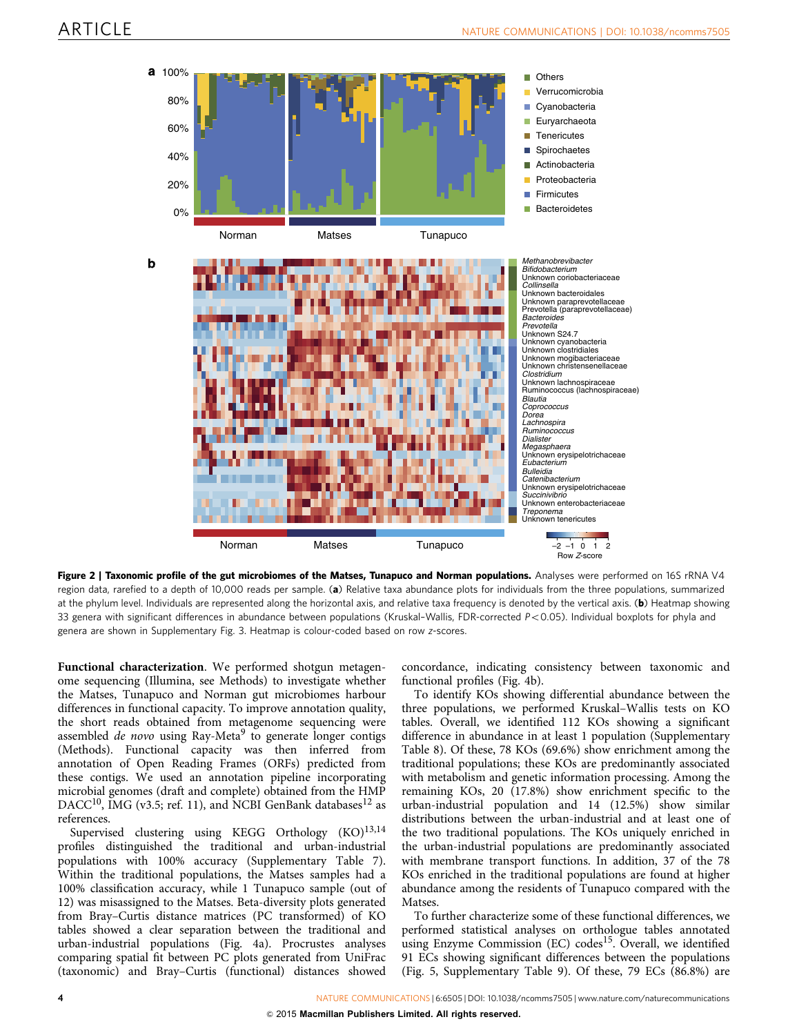**Figure 2 | Taxonomic profile of the gut microbiomes of the Matses, Tunapuco and Norman populations.** Analyses were performed on 16S rRNA V4 region data, rarefied to a depth of 10,000 reads per sample. (**a**) Relative taxa abundance plots for individuals from the three populations, summarized at the phylum level. Individuals are represented along the horizontal axis, and relative taxa frequency is denoted by the vertical axis. (**b**) Heatmap showing 33 genera with significant differences in abundance between populations (Kruskal–Wallis, FDR-corrected $P<0.05$). Individual boxplots for phyla and genera are shown in Supplementary Fig. 3. Heatmap is colour-coded based on row z-scores.

**Functional characterization**. We performed shotgun metagenome sequencing (Illumina, see Methods) to investigate whether the Matses, Tunapuco and Norman gut microbiomes harbour differences in functional capacity. To improve annotation quality, the short reads obtained from metagenome sequencing were assembled *de novo* using Ray-Meta[9] to generate longer contigs (Methods). Functional capacity was then inferred from annotation of Open Reading Frames (ORFs) predicted from these contigs. We used an annotation pipeline incorporating microbial genomes (draft and complete) obtained from the HMP DACC[10], IMG (v3.5; ref. 11), and NCBI GenBank databases[12] as references.

Supervised clustering using KEGG Orthology (KO)[13,14] profiles distinguished the traditional and urban-industrial populations with 100% accuracy (Supplementary Table 7). Within the traditional populations, the Matses samples had a 100% classification accuracy, while 1 Tunapuco sample (out of 12) was misassigned to the Matses. Beta-diversity plots generated from Bray–Curtis distance matrices (PC transformed) of KO tables showed a clear separation between the traditional and urban-industrial populations (Fig. 4a). Procrustes analyses comparing spatial fit between PC plots generated from UniFrac (taxonomic) and Bray–Curtis (functional) distances showed concordance, indicating consistency between taxonomic and functional profiles (Fig. 4b).

To identify KOs showing differential abundance between the three populations, we performed Kruskal–Wallis tests on KO tables. Overall, we identified 112 KOs showing a significant difference in abundance in at least 1 population (Supplementary Table 8). Of these, 78 KOs (69.6%) show enrichment among the traditional populations; these KOs are predominantly associated with metabolism and genetic information processing. Among the remaining KOs, 20 (17.8%) show enrichment specific to the urban-industrial population and 14 (12.5%) show similar distributions between the urban-industrial and at least one of the two traditional populations. The KOs uniquely enriched in the urban-industrial populations are predominantly associated with membrane transport functions. In addition, 37 of the 78 KOs enriched in the traditional populations are found at higher abundance among the residents of Tunapuco compared with the Matses.

To further characterize some of these functional differences, we performed statistical analyses on orthologue tables annotated using Enzyme Commission (EC) codes[15]. Overall, we identified 91 ECs showing significant differences between the populations (Fig. 5, Supplementary Table 9). Of these, 79 ECs (86.8%) are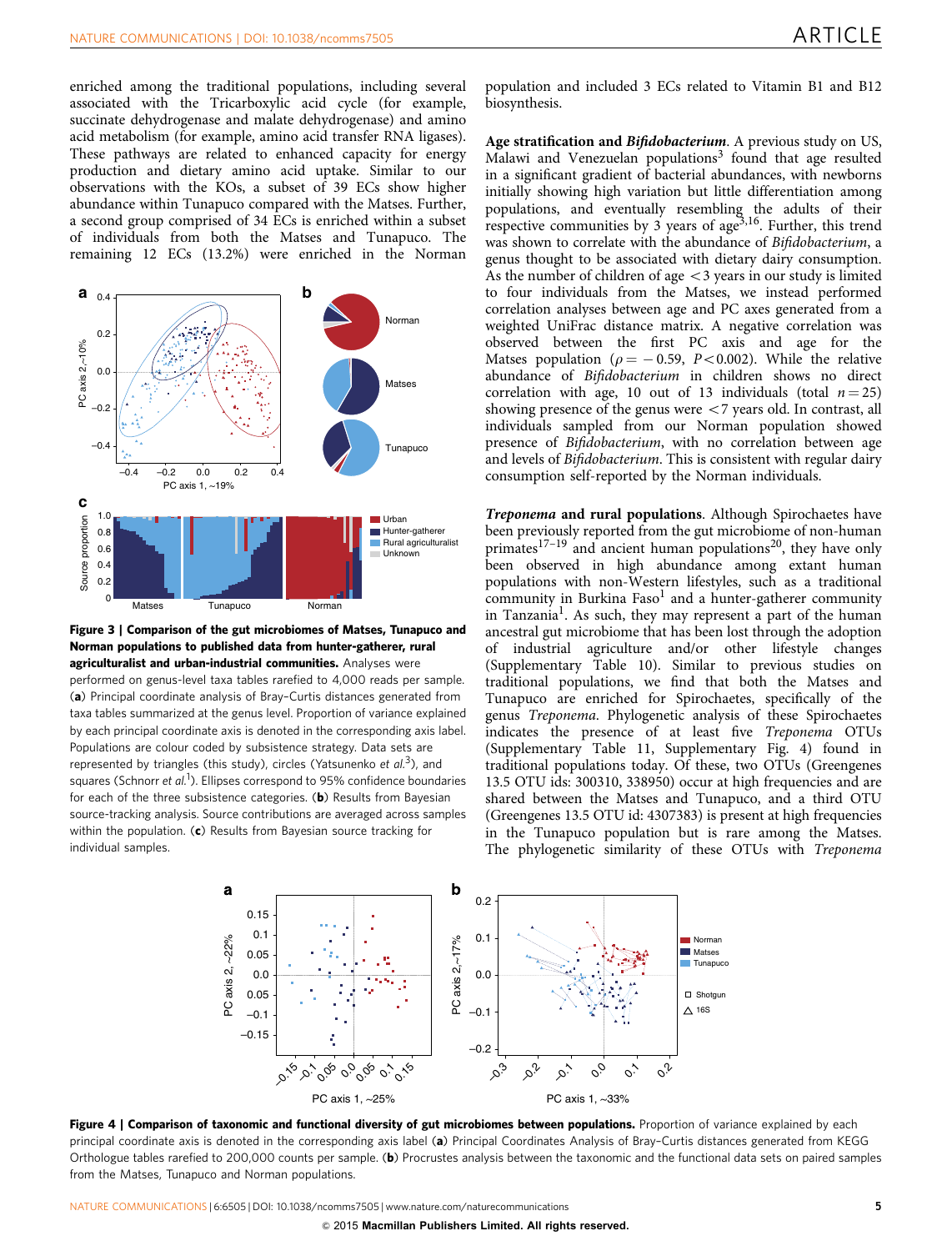enriched among the traditional populations, including several associated with the Tricarboxylic acid cycle (for example, succinate dehydrogenase and malate dehydrogenase) and amino acid metabolism (for example, amino acid transfer RNA ligases). These pathways are related to enhanced capacity for energy production and dietary amino acid uptake. Similar to our observations with the KOs, a subset of 39 ECs show higher abundance within Tunapuco compared with the Matses. Further, a second group comprised of 34 ECs is enriched within a subset of individuals from both the Matses and Tunapuco. The remaining 12 ECs (13.2%) were enriched in the Norman population and included 3 ECs related to Vitamin B1 and B12 biosynthesis.

**Figure 3 | Comparison of the gut microbiomes of Matses, Tunapuco and Norman populations to published data from hunter-gatherer, rural agriculturalist and urban-industrial communities.** Analyses were performed on genus-level taxa tables rarefied to 4,000 reads per sample. (**a**) Principal coordinate analysis of Bray-Curtis distances generated from taxa tables summarized at the genus level. Proportion of variance explained by each principal coordinate axis is denoted in the corresponding axis label. Populations are colour coded by subsistence strategy. Data sets are represented by triangles (this study), circles (Yatsunenko *et al.*[3]), and squares (Schnorr *et al.*[1]). Ellipses correspond to 95% confidence boundaries for each of the three subsistence categories. (**b**) Results from Bayesian source-tracking analysis. Source contributions are averaged across samples within the population. (**c**) Results from Bayesian source tracking for individual samples.

**Age stratification and *Bifidobacterium*.** A previous study on US, Malawi and Venezuelan populations[3] found that age resulted in a significant gradient of bacterial abundances, with newborns initially showing high variation but little differentiation among populations, and eventually resembling the adults of their respective communities by 3 years of age[3,16]. Further, this trend was shown to correlate with the abundance of *Bifidobacterium*, a genus thought to be associated with dietary dairy consumption. As the number of children of age <3 years in our study is limited to four individuals from the Matses, we instead performed correlation analyses between age and PC axes generated from a weighted UniFrac distance matrix. A negative correlation was observed between the first PC axis and age for the Matses population ($\rho = -0.59$, $P < 0.002$). While the relative abundance of *Bifidobacterium* in children shows no direct correlation with age, 10 out of 13 individuals (total $n = 25$) showing presence of the genus were <7 years old. In contrast, all individuals sampled from our Norman population showed presence of *Bifidobacterium*, with no correlation between age and levels of *Bifidobacterium*. This is consistent with regular dairy consumption self-reported by the Norman individuals.

***Treponema* and rural populations.** Although Spirochaetes have been previously reported from the gut microbiome of non-human primates[17–19] and ancient human populations[20], they have only been observed in high abundance among extant human populations with non-Western lifestyles, such as a traditional community in Burkina Faso[1] and a hunter-gatherer community in Tanzania[1]. As such, they may represent a part of the human ancestral gut microbiome that has been lost through the adoption of industrial agriculture and/or other lifestyle changes (Supplementary Table 10). Similar to previous studies on traditional populations, we find that both the Matses and Tunapuco are enriched for Spirochaetes, specifically of the genus *Treponema*. Phylogenetic analysis of these Spirochaetes indicates the presence of at least five *Treponema* OTUs (Supplementary Table 11, Supplementary Fig. 4) found in traditional populations today. Of these, two OTUs (Greengenes 13.5 OTU ids: 300310, 338950) occur at high frequencies and are shared between the Matses and Tunapuco, and a third OTU (Greengenes 13.5 OTU id: 4307383) is present at high frequencies in the Tunapuco population but is rare among the Matses. The phylogenetic similarity of these OTUs with *Treponema*

**Figure 4 | Comparison of taxonomic and functional diversity of gut microbiomes between populations.** Proportion of variance explained by each principal coordinate axis is denoted in the corresponding axis label (**a**) Principal Coordinates Analysis of Bray–Curtis distances generated from KEGG Orthologue tables rarefied to 200,000 counts per sample. (**b**) Procrustes analysis between the taxonomic and the functional data sets on paired samples from the Matses, Tunapuco and Norman populations.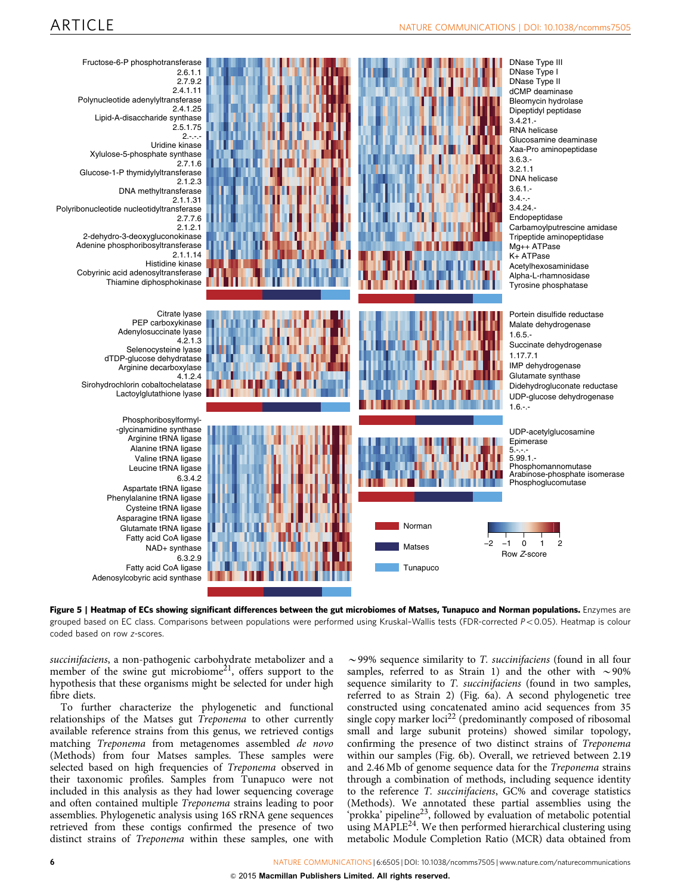**Figure 5 | Heatmap of ECs showing significant differences between the gut microbiomes of Matses, Tunapuco and Norman populations.** Enzymes are grouped based on EC class. Comparisons between populations were performed using Kruskal–Wallis tests (FDR-corrected $P<0.05$). Heatmap is colour coded based on row z-scores.

*succinifaciens*, a non-pathogenic carbohydrate metabolizer and a member of the swine gut microbiome[21], offers support to the hypothesis that these organisms might be selected for under high fibre diets.

To further characterize the phylogenetic and functional relationships of the Matses gut *Treponema* to other currently available reference strains from this genus, we retrieved contigs matching *Treponema* from metagenomes assembled *de novo* (Methods) from four Matses samples. These samples were selected based on high frequencies of *Treponema* observed in their taxonomic profiles. Samples from Tunapuco were not included in this analysis as they had lower sequencing coverage and often contained multiple *Treponema* strains leading to poor assemblies. Phylogenetic analysis using 16S rRNA gene sequences retrieved from these contigs confirmed the presence of two distinct strains of *Treponema* within these samples, one with ~99% sequence similarity to *T. succinifaciens* (found in all four samples, referred to as Strain 1) and the other with ~90% sequence similarity to *T. succinifaciens* (found in two samples, referred to as Strain 2) (Fig. 6a). A second phylogenetic tree constructed using concatenated amino acid sequences from 35 single copy marker loci[22] (predominantly composed of ribosomal small and large subunit proteins) showed similar topology, confirming the presence of two distinct strains of *Treponema* within our samples (Fig. 6b). Overall, we retrieved between 2.19 and 2.46 Mb of genome sequence data for the *Treponema* strains through a combination of methods, including sequence identity to the reference *T. succinifaciens*, GC% and coverage statistics (Methods). We annotated these partial assemblies using the 'prokka' pipeline[23], followed by evaluation of metabolic potential using MAPLE[24]. We then performed hierarchical clustering using metabolic Module Completion Ratio (MCR) data obtained from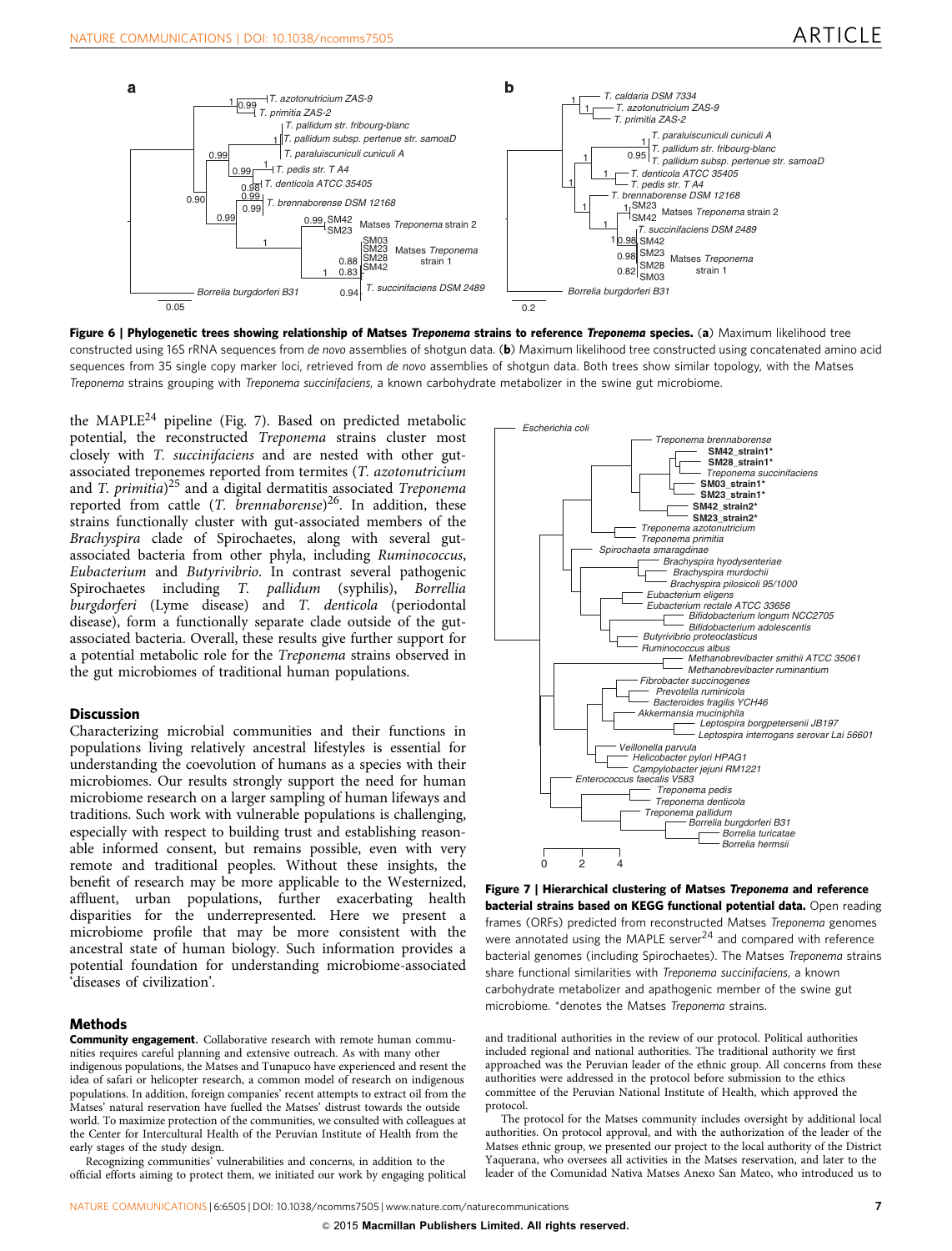**Figure 6 | Phylogenetic trees showing relationship of Matses *Treponema* strains to reference *Treponema* species.** (**a**) Maximum likelihood tree constructed using 16S rRNA sequences from *de novo* assemblies of shotgun data. (**b**) Maximum likelihood tree constructed using concatenated amino acid sequences from 35 single copy marker loci, retrieved from *de novo* assemblies of shotgun data. Both trees show similar topology, with the Matses *Treponema* strains grouping with *Treponema succinifaciens*, a known carbohydrate metabolizer in the swine gut microbiome.

the MAPLE[24] pipeline (Fig. 7). Based on predicted metabolic potential, the reconstructed *Treponema* strains cluster most closely with *T. succinifaciens* and are nested with other gut-associated treponemes reported from termites (*T. azotonutricium* and *T. primitia*)[25] and a digital dermatitis associated *Treponema* reported from cattle (*T. brennaborense*)[26]. In addition, these strains functionally cluster with gut-associated members of the *Brachyspira* clade of Spirochaetes, along with several gut-associated bacteria from other phyla, including *Ruminococcus*, *Eubacterium* and *Butyrivibrio*. In contrast several pathogenic Spirochaetes including *T. pallidum* (syphilis), *Borrellia burgdorferi* (Lyme disease) and *T. denticola* (periodontal disease), form a functionally separate clade outside of the gut-associated bacteria. Overall, these results give further support for a potential metabolic role for the *Treponema* strains observed in the gut microbiomes of traditional human populations.

**Figure 7 | Hierarchical clustering of Matses *Treponema* and reference bacterial strains based on KEGG functional potential data.** Open reading frames (ORFs) predicted from reconstructed Matses *Treponema* genomes were annotated using the MAPLE server[24] and compared with reference bacterial genomes (including Spirochaetes). The Matses *Treponema* strains share functional similarities with *Treponema succinifaciens*, a known carbohydrate metabolizer and apathogenic member of the swine gut microbiome. *denotes the Matses *Treponema* strains.

## Discussion

Characterizing microbial communities and their functions in populations living relatively ancestral lifestyles is essential for understanding the coevolution of humans as a species with their microbiomes. Our results strongly support the need for human microbiome research on a larger sampling of human lifeways and traditions. Such work with vulnerable populations is challenging, especially with respect to building trust and establishing reasonable informed consent, but remains possible, even with very remote and traditional peoples. Without these insights, the benefit of research may be more applicable to the Westernized, affluent, urban populations, further exacerbating health disparities for the underrepresented. Here we present a microbiome profile that may be more consistent with the ancestral state of human biology. Such information provides a potential foundation for understanding microbiome-associated 'diseases of civilization'.

## Methods

**Community engagement.** Collaborative research with remote human communities requires careful planning and extensive outreach. As with many other indigenous populations, the Matses and Tunapuco have experienced and resent the idea of safari or helicopter research, a common model of research on indigenous populations. In addition, foreign companies' recent attempts to extract oil from the Matses' natural reservation have fuelled the Matses' distrust towards the outside world. To maximize protection of the communities, we consulted with colleagues at the Center for Intercultural Health of the Peruvian Institute of Health from the early stages of the study design.

Recognizing communities' vulnerabilities and concerns, in addition to the official efforts aiming to protect them, we initiated our work by engaging political and traditional authorities in the review of our protocol. Political authorities included regional and national authorities. The traditional authority we first approached was the Peruvian leader of the ethnic group. All concerns from these authorities were addressed in the protocol before submission to the ethics committee of the Peruvian National Institute of Health, which approved the protocol.

The protocol for the Matses community includes oversight by additional local authorities. On protocol approval, and with the authorization of the leader of the Matses ethnic group, we presented our project to the local authority of the District Yaquerana, who oversees all activities in the Matses reservation, and later to the leader of the Comunidad Nativa Matses Anexo San Mateo, who introduced us to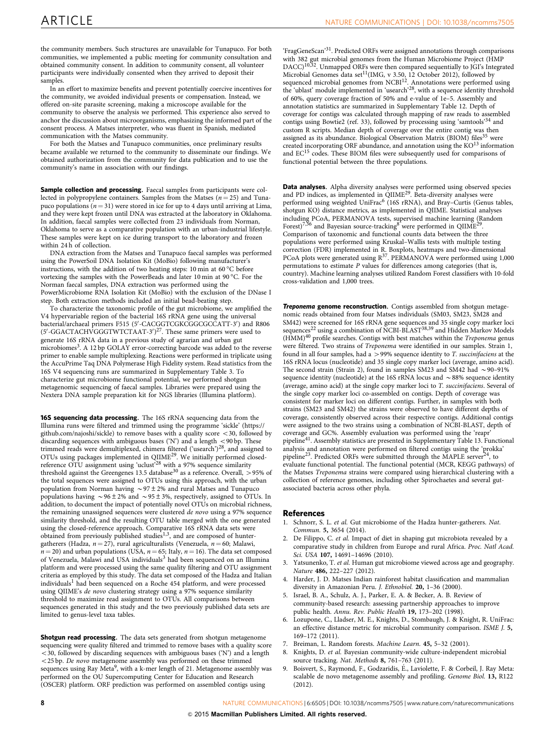the community members. Such structures are unavailable for Tunapuco. For both communities, we implemented a public meeting for community consultation and obtained community consent. In addition to community consent, all volunteer participants were individually consented when they arrived to deposit their samples.

In an effort to maximize benefits and prevent potentially coercive incentives for the community, we avoided individual presents or compensation. Instead, we offered on-site parasite screening, making a microscope available for the community to observe the analysis we performed. This experience also served to anchor the discussion about microorganisms, emphasizing the informed part of the consent process. A Matses interpreter, who was fluent in Spanish, mediated communication with the Matses community.

For both the Matses and Tunapuco communities, once preliminary results became available we returned to the community to disseminate our findings. We obtained authorization from the community for data publication and to use the community's name in association with our findings.

**Sample collection and processing.** Faecal samples from participants were collected in polypropylene containers. Samples from the Matses ($n = 25$) and Tunapuco populations ($n = 31$) were stored in ice for up to 4 days until arriving at Lima, and they were kept frozen until DNA was extracted at the laboratory in Oklahoma. In addition, faecal samples were collected from 23 individuals from Norman, Oklahoma to serve as a comparative population with an urban-industrial lifestyle. These samples were kept on ice during transport to the laboratory and frozen within 24 h of collection.

DNA extraction from the Matses and Tunapuco faecal samples was performed using the PowerSoil DNA Isolation Kit (MoBio) following manufacturer's instructions, with the addition of two heating steps: 10 min at 60 °C before vortexing the samples with the PowerBeads and later 10 min at 90 °C. For the Norman faecal samples, DNA extraction was performed using the PowerMicrobiome RNA Isolation Kit (MoBio) with the exclusion of the DNase I step. Both extraction methods included an initial bead-beating step.

To characterize the taxonomic profile of the gut microbiome, we amplified the V4 hypervariable region of the bacterial 16S rRNA gene using the universal bacterial/archaeal primers F515 (5′-CACGGTCGKCGGCGCCATT-3′) and R806 (5′-GGACTACHVGGGTWTCTAAT-3′)[27]. These same primers were used to generate 16S rRNA data in a previous study of agrarian and urban gut microbiomes[3]. A 12 bp GOLAY error-correcting barcode was added to the reverse primer to enable sample multiplexing. Reactions were performed in triplicate using the AccuPrime Taq DNA Polymerase High Fidelity system. Read statistics from the 16S V4 sequencing runs are summarized in Supplementary Table 3. To characterize gut microbiome functional potential, we performed shotgun metagenomic sequencing of faecal samples. Libraries were prepared using the Nextera DNA sample preparation kit for NGS libraries (Illumina platform).

**16S sequencing data processing.** The 16S rRNA sequencing data from the Illumina runs were filtered and trimmed using the programme 'sickle' (https://github.com/najoshi/sickle) to remove bases with a quality score <30, followed by discarding sequences with ambiguous bases ('N') and a length <90 bp. These trimmed reads were demultiplexed, chimera filtered ('usearch')[28], and assigned to OTUs using packages implemented in QIIME[29]. We initially performed closed-reference OTU assignment using 'uclust'[28] with a 97% sequence similarity threshold against the Greengenes 13.5 database[30] as a reference. Overall, >95% of the total sequences were assigned to OTUs using this approach, with the urban population from Norman having ~97 ± 2% and rural Matses and Tunapuco populations having ~96 ± 2% and ~95 ± 3%, respectively, assigned to OTUs. In addition, to document the impact of potentially novel OTUs on microbial richness, the remaining unassigned sequences were clustered *de novo* using a 97% sequence similarity threshold, and the resulting OTU table merged with the one generated using the closed-reference approach. Comparative 16S rRNA data sets were obtained from previously published studies[1,3], and are composed of hunter-gatherers (Hadza, $n = 27$), rural agriculturalists (Venezuela, $n = 60$; Malawi, $n = 20$) and urban populations (USA, $n = 65$; Italy, $n = 16$). The data set composed of Venezuela, Malawi and USA individuals[3] had been sequenced on an Illumina platform and were processed using the same quality filtering and OTU assignment criteria as employed by this study. The data set composed of the Hadza and Italian individuals[1] had been sequenced on a Roche 454 platform, and were processed using QIIME's *de novo* clustering strategy using a 97% sequence similarity threshold to maximize read assignment to OTUs. All comparisons between sequences generated in this study and the two previously published data sets are limited to genus-level taxa tables.

**Shotgun read processing.** The data sets generated from shotgun metagenome sequencing were quality filtered and trimmed to remove bases with a quality score <30, followed by discarding sequences with ambiguous bases ('N') and a length <25 bp. *De novo* metagenome assembly was performed on these trimmed sequences using Ray Meta[9], with a k-mer length of 21. Metagenome assembly was performed on the OU Supercomputing Center for Education and Research (OSCER) platform. ORF prediction was performed on assembled contigs using 'FragGeneScan'[31]. Predicted ORFs were assigned annotations through comparisons with 382 gut microbial genomes from the Human Microbiome Project (HMP DACC)[10,32]. Unmapped ORFs were then compared sequentially to JGI's Integrated Microbial Genomes data set[11] (IMG, v 3.50, 12 October 2012), followed by sequenced microbial genomes from NCBI[12]. Annotations were performed using the 'ublast' module implemented in 'usearch'[28], with a sequence identity threshold of 60%, query coverage fraction of 50% and e-value of 1e–5. Assembly and annotation statistics are summarized in Supplementary Table 12. Depth of coverage for contigs was calculated through mapping of raw reads to assembled contigs using Bowtie2 (ref. 33), followed by processing using 'samtools'[34] and custom R scripts. Median depth of coverage over the entire contig was then assigned as its abundance. Biological Observation Matrix (BIOM) files[35] were created incorporating ORF abundance, and annotation using the KO[13] information and EC[15] codes. These BIOM files were subsequently used for comparisons of functional potential between the three populations.

**Data analyses.** Alpha diversity analyses were performed using observed species and PD indices, as implemented in QIIME[29]. Beta-diversity analyses were performed using weighted UniFrac[6] (16S rRNA), and Bray–Curtis (Genus tables, shotgun KO) distance metrics, as implemented in QIIME. Statistical analyses including PCoA, PERMANOVA tests, supervised machine learning (Random Forest)[7,36] and Bayesian source-tracking[8] were performed in QIIME[29]. Comparison of taxonomic and functional counts data between the three populations were performed using Kruskal–Wallis tests with multiple testing correction (FDR) implemented in R. Boxplots, heatmaps and two-dimensional PCoA plots were generated using R[37]. PERMANOVA were performed using 1,000 permutations to estimate *P* values for differences among categories (that is, country). Machine learning analyses utilized Random Forest classifiers with 10-fold cross-validation and 1,000 trees.

***Treponema* genome reconstruction.** Contigs assembled from shotgun metagenomic reads obtained from four Matses individuals (SM03, SM23, SM28 and SM42) were screened for 16S rRNA gene sequences and 35 single copy marker loci sequences[22] using a combination of NCBI-BLAST[38,39] and Hidden Markov Models (HMM)[40] profile searches. Contigs with best matches within the *Treponema* genus were filtered. Two strains of *Treponema* were identified in our samples. Strain 1, found in all four samples, had a >99% sequence identity to *T. succinifaciens* at the 16S rRNA locus (nucleotide) and 35 single copy marker loci (average, amino acid). The second strain (Strain 2), found in samples SM23 and SM42 had ~90–91% sequence identity (nucleotide) at the 16S rRNA locus and ~88% sequence identity (average, amino acid) at the single copy marker loci to *T. succinifaciens*. Several of the single copy marker loci co-assembled on contigs. Depth of coverage was consistent for marker loci on different contigs. Further, in samples with both strains (SM23 and SM42) the strains were observed to have different depths of coverage, consistently observed across their respective contigs. Additional contigs were assigned to the two strains using a combination of NCBI-BLAST, depth of coverage and GC%. Assembly evaluation was performed using the 'reapr' pipeline[41]. Assembly statistics are presented in Supplementary Table 13. Functional analysis and annotation were performed on filtered contigs using the 'prokka' pipeline[23]. Predicted ORFs were submitted through the MAPLE server[24], to evaluate functional potential. The functional potential (MCR, KEGG pathways) of the Matses *Treponema* strains were compared using hierarchical clustering with a collection of reference genomes, including other Spirochaetes and several gut-associated bacteria across other phyla.

## References

1. Schnorr, S. L. *et al.* Gut microbiome of the Hadza hunter-gatherers. *Nat. Commun.* **5,** 3654 (2014).
2. De Filippo, C. *et al.* Impact of diet in shaping gut microbiota revealed by a comparative study in children from Europe and rural Africa. *Proc. Natl Acad. Sci. USA* **107,** 14691–14696 (2010).
3. Yatsunenko, T. *et al.* Human gut microbiome viewed across age and geography. *Nature* **486,** 222–227 (2012).
4. Harder, J. D. Matses Indian rainforest habitat classification and mammalian diversity in Amazonian Peru. *J. Ethnobiol.* **20,** 1–36 (2000).
5. Israel, B. A., Schulz, A. J., Parker, E. A. & Becker, A. B. Review of community-based research: assessing partnership approaches to improve public health. *Annu. Rev. Public Health* **19,** 173–202 (1998).
6. Lozupone, C., Lladser, M. E., Knights, D., Stombaugh, J. & Knight, R. UniFrac: an effective distance metric for microbial community comparison. *ISME J.* **5,** 169–172 (2011).
7. Breiman, L. Random forests. *Machine Learn.* **45,** 5–32 (2001).
8. Knights, D. *et al.* Bayesian community-wide culture-independent microbial source tracking. *Nat. Methods* **8,** 761–763 (2011).
9. Boisvert, S., Raymond, F., Godzaridis, É., Laviolette, F. & Corbeil, J. Ray Meta: scalable de novo metagenome assembly and profiling. *Genome Biol.* **13,** R122 (2012).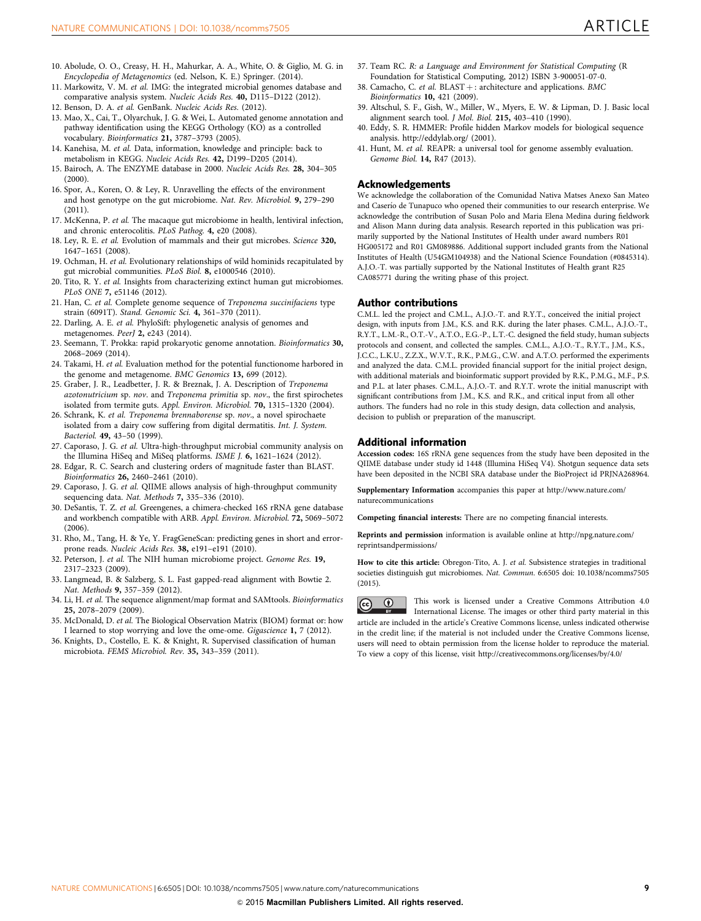10. Abolude, O. O., Creasy, H. H., Mahurkar, A. A., White, O. & Giglio, M. G. in *Encyclopedia of Metagenomics* (ed. Nelson, K. E.) Springer. (2014).
11. Markowitz, V. M. *et al.* IMG: the integrated microbial genomes database and comparative analysis system. *Nucleic Acids Res.* **40,** D115–D122 (2012).
12. Benson, D. A. *et al.* GenBank. *Nucleic Acids Res.* (2012).
13. Mao, X., Cai, T., Olyarchuk, J. G. & Wei, L. Automated genome annotation and pathway identification using the KEGG Orthology (KO) as a controlled vocabulary. *Bioinformatics* **21,** 3787–3793 (2005).
14. Kanehisa, M. *et al.* Data, information, knowledge and principle: back to metabolism in KEGG. *Nucleic Acids Res.* **42,** D199–D205 (2014).
15. Bairoch, A. The ENZYME database in 2000. *Nucleic Acids Res.* **28,** 304–305 (2000).
16. Spor, A., Koren, O. & Ley, R. Unravelling the effects of the environment and host genotype on the gut microbiome. *Nat. Rev. Microbiol.* **9,** 279–290 (2011).
17. McKenna, P. *et al.* The macaque gut microbiome in health, lentiviral infection, and chronic enterocolitis. *PLoS Pathog.* **4,** e20 (2008).
18. Ley, R. E. *et al.* Evolution of mammals and their gut microbes. *Science* **320,** 1647–1651 (2008).
19. Ochman, H. *et al.* Evolutionary relationships of wild hominids recapitulated by gut microbial communities. *PLoS Biol.* **8,** e1000546 (2010).
20. Tito, R. Y. *et al.* Insights from characterizing extinct human gut microbiomes. *PLoS ONE* **7,** e51146 (2012).
21. Han, C. *et al.* Complete genome sequence of *Treponema succinifaciens* type strain (6091T). *Stand. Genomic Sci.* **4,** 361–370 (2011).
22. Darling, A. E. *et al.* PhyloSift: phylogenetic analysis of genomes and metagenomes. *PeerJ* **2,** e243 (2014).
23. Seemann, T. Prokka: rapid prokaryotic genome annotation. *Bioinformatics* **30,** 2068–2069 (2014).
24. Takami, H. *et al.* Evaluation method for the potential functionome harbored in the genome and metagenome. *BMC Genomics* **13,** 699 (2012).
25. Graber, J. R., Leadbetter, J. R. & Breznak, J. A. Description of *Treponema azotonutricium* sp. *nov*. and *Treponema primitia* sp. *nov*., the first spirochetes isolated from termite guts. *Appl. Environ. Microbiol.* **70,** 1315–1320 (2004).
26. Schrank, K. *et al. Treponema brennaborense* sp. *nov*., a novel spirochaete isolated from a dairy cow suffering from digital dermatitis. *Int. J. System. Bacteriol.* **49,** 43–50 (1999).
27. Caporaso, J. G. *et al.* Ultra-high-throughput microbial community analysis on the Illumina HiSeq and MiSeq platforms. *ISME J.* **6,** 1621–1624 (2012).
28. Edgar, R. C. Search and clustering orders of magnitude faster than BLAST. *Bioinformatics* **26,** 2460–2461 (2010).
29. Caporaso, J. G. *et al.* QIIME allows analysis of high-throughput community sequencing data. *Nat. Methods* **7,** 335–336 (2010).
30. DeSantis, T. Z. *et al.* Greengenes, a chimera-checked 16S rRNA gene database and workbench compatible with ARB. *Appl. Environ. Microbiol.* **72,** 5069–5072 (2006).
31. Rho, M., Tang, H. & Ye, Y. FragGeneScan: predicting genes in short and error-prone reads. *Nucleic Acids Res.* **38,** e191–e191 (2010).
32. Peterson, J. *et al.* The NIH human microbiome project. *Genome Res.* **19,** 2317–2323 (2009).
33. Langmead, B. & Salzberg, S. L. Fast gapped-read alignment with Bowtie 2. *Nat. Methods* **9,** 357–359 (2012).
34. Li, H. *et al.* The sequence alignment/map format and SAMtools. *Bioinformatics* **25,** 2078–2079 (2009).
35. McDonald, D. *et al.* The Biological Observation Matrix (BIOM) format or: how I learned to stop worrying and love the ome-ome. *Gigascience* **1,** 7 (2012).
36. Knights, D., Costello, E. K. & Knight, R. Supervised classification of human microbiota. *FEMS Microbiol. Rev.* **35,** 343–359 (2011).
37. Team RC. *R: a Language and Environment for Statistical Computing* (R Foundation for Statistical Computing, 2012) ISBN 3-900051-07-0.
38. Camacho, C. *et al.* BLAST+: architecture and applications. *BMC Bioinformatics* **10,** 421 (2009).
39. Altschul, S. F., Gish, W., Miller, W., Myers, E. W. & Lipman, D. J. Basic local alignment search tool. *J Mol. Biol.* **215,** 403–410 (1990).
40. Eddy, S. R. HMMER: Profile hidden Markov models for biological sequence analysis. http://eddylab.org/ (2001).
41. Hunt, M. *et al.* REAPR: a universal tool for genome assembly evaluation. *Genome Biol.* **14,** R47 (2013).

## Acknowledgements

We acknowledge the collaboration of the Comunidad Nativa Matses Anexo San Mateo and Caserío de Tunapuco who opened their communities to our research enterprise. We acknowledge the contribution of Susan Polo and Maria Elena Medina during fieldwork and Alison Mann during data analysis. Research reported in this publication was primarily supported by the National Institutes of Health under award numbers R01 HG005172 and R01 GM089886. Additional support included grants from the National Institutes of Health (U54GM104938) and the National Science Foundation (#0845314). A.J.O.-T. was partially supported by the National Institutes of Health grant R25 CA085771 during the writing phase of this project.

## Author contributions

C.M.L. led the project and C.M.L., A.J.O.-T. and R.Y.T., conceived the initial project design, with inputs from J.M., K.S. and R.K. during the later phases. C.M.L., A.J.O.-T., R.Y.T., L.M.-R., O.T.-V., A.T.O., E.G.-P., L.T.-C. designed the field study, human subjects protocols and consent, and collected the samples. C.M.L., A.J.O.-T., R.Y.T., J.M., K.S., J.C.C., L.K.U., Z.Z.X., W.V.T., R.K., P.M.G., C.W. and A.T.O. performed the experiments and analyzed the data. C.M.L. provided financial support for the initial project design, with additional materials and bioinformatic support provided by R.K., P.M.G., M.F., P.S. and P.L. at later phases. C.M.L., A.J.O.-T. and R.Y.T. wrote the initial manuscript with significant contributions from J.M., K.S. and R.K., and critical input from all other authors. The funders had no role in this study design, data collection and analysis, decision to publish or preparation of the manuscript.

## Additional information

**Accession codes:** 16S rRNA gene sequences from the study have been deposited in the QIIME database under study id 1448 (Illumina HiSeq V4). Shotgun sequence data sets have been deposited in the NCBI SRA database under the BioProject id PRJNA268964.

**Supplementary Information** accompanies this paper at http://www.nature.com/naturecommunications

**Competing financial interests:** There are no competing financial interests.

**Reprints and permission** information is available online at http://npg.nature.com/reprintsandpermissions/

**How to cite this article:** Obregon-Tito, A. J. *et al.* Subsistence strategies in traditional societies distinguish gut microbiomes. *Nat. Commun.* 6:6505 doi: 10.1038/ncomms7505 (2015).

This work is licensed under a Creative Commons Attribution 4.0 International License. The images or other third party material in this article are included in the article's Creative Commons license, unless indicated otherwise in the credit line; if the material is not included under the Creative Commons license, users will need to obtain permission from the license holder to reproduce the material. To view a copy of this license, visit http://creativecommons.org/licenses/by/4.0/